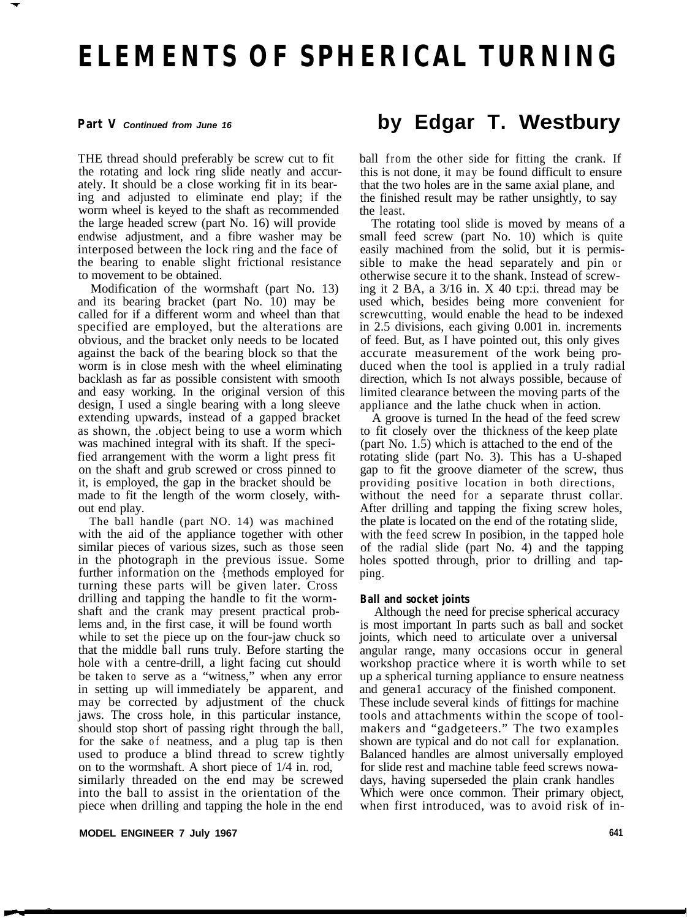# ELEMENTS OF SPHERICAL TURNING

**Part V** *Continued from June 16*

## by Edgar T. Westbury

THE thread should preferably be screw cut to fit the rotating and lock ring slide neatly and accurately. It should be a close working fit in its bearing and adjusted to eliminate end play; if the worm wheel is keyed to the shaft as recommended the large headed screw (part No. 16) will provide endwise adjustment, and a fibre washer may be interposed between the lock ring and the face of the bearing to enable slight frictional resistance to movement to be obtained.

Modification of the wormshaft (part No. 13) and its bearing bracket (part No. 10) may be called for if a different worm and wheel than that specified are employed, but the alterations are obvious, and the bracket only needs to be located against the back of the bearing block so that the worm is in close mesh with the wheel eliminating backlash as far as possible consistent with smooth and easy working. In the original version of this design, I used a single bearing with a long sleeve extending upwards, instead of a gapped bracket as shown, the .object being to use a worm which was machined integral with its shaft. If the specified arrangement with the worm a light press fit on the shaft and grub screwed or cross pinned to it, is employed, the gap in the bracket should be made to fit the length of the worm closely, without end play.

The ball handle (part NO. 14) was machined with the aid of the appliance together with other similar pieces of various sizes, such as those seen in the photograph in the previous issue. Some further information on the {methods employed for turning these parts will be given later. Cross drilling and tapping the handle to fit the wormshaft and the crank may present practical problems and, in the first case, it will be found worth while to set the piece up on the four-jaw chuck so that the middle ball runs truly. Before starting the hole with a centre-drill, a light facing cut should be taken to serve as a "witness," when any error in setting up will immediately be apparent, and may be corrected by adjustment of the chuck jaws. The cross hole, in this particular instance, should stop short of passing right through the ball, for the sake of neatness, and a plug tap is then used to produce a blind thread to screw tightly on to the wormshaft. A short piece of 1/4 in. rod, similarly threaded on the end may be screwed into the ball to assist in the orientation of the piece when drilling and tapping the hole in the end ball from the other side for fitting the crank. If this is not done, it may be found difficult to ensure that the two holes are in the same axial plane, and the finished result may be rather unsightly, to say the least.

The rotating tool slide is moved by means of a small feed screw (part No. 10) which is quite easily machined from the solid, but it is permissible to make the head separately and pin or otherwise secure it to the shank. Instead of screwing it 2 BA, a 3/16 in. X 40 t:p:i. thread may be used which, besides being more convenient for screwcutting, would enable the head to be indexed in 2.5 divisions, each giving 0.001 in. increments of feed. But, as I have pointed out, this only gives accurate measurement of the work being produced when the tool is applied in a truly radial direction, which Is not always possible, because of limited clearance between the moving parts of the appliance and the lathe chuck when in action.

A groove is turned In the head of the feed screw to fit closely over the thickness of the keep plate (part No. 1.5) which is attached to the end of the rotating slide (part No. 3). This has a U-shaped gap to fit the groove diameter of the screw, thus providing positive location in both directions, without the need for a separate thrust collar. After drilling and tapping the fixing screw holes, the plate is located on the end of the rotating slide, with the feed screw In posibion, in the tapped hole of the radial slide (part No. 4) and the tapping holes spotted through, prior to drilling and tapping.

### Ball and socket joints

Although the need for precise spherical accuracy is most important In parts such as ball and socket joints, which need to articulate over a universal angular range, many occasions occur in general workshop practice where it is worth while to set up a spherical turning appliance to ensure neatness and genera1 accuracy of the finished component. These include several kinds of fittings for machine tools and attachments within the scope of toolmakers and "gadgeteers." The two examples shown are typical and do not call for explanation. Balanced handles are almost universally employed for slide rest and machine table feed screws nowadays, having superseded the plain crank handles Which were once common. Their primary object, when first introduced, was to avoid risk of in-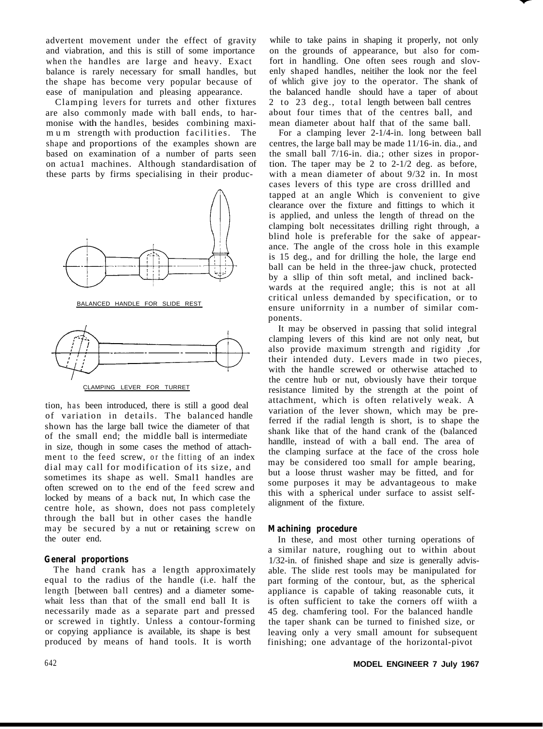advertent movement under the effect of gravity and viabration, and this is still of some importance when the handles are large and heavy. Exact balance is rarely necessary for small handles, but the shape has become very popular because of ease of manipulation and pleasing appearance.

Clamping levers for turrets and other fixtures are also commonly made with ball ends, to harmonise with the handles, besides combining maximum strength with production facilities. The shape and proportions of the examples shown are based on examination of a number of parts seen on actual machines. Although standardisation of these parts by firms specialising in their production, has been introduced, there is still a good deal of variation in details. The balanced handle shown has the large ball twice the diameter of that of the small end; the middle ball is intermediate in size, though in some cases the method of attachment to the feed screw, or the fitting of an index dial may call for modification of its size, and sometimes its shape as well. Small handles are often screwed on to the end of the feed screw and locked by means of a back nut, In which case the centre hole, as shown, does not pass completely through the ball but in other cases the handle may be secured by a nut or retaining screw on the outer end.

BALANCED HANDLE FOR SLIDE REST

CLAMPING LEVER FOR TURRET

## General proportions

The hand crank has a length approximately equal to the radius of the handle (i.e. half the length [between ball centres) and a diameter somewhait less than that of the small end ball It is necessarily made as a separate part and pressed or screwed in tightly. Unless a contour-forming or copying appliance is available, its shape is best produced by means of hand tools. It is worth while to take pains in shaping it properly, not only on the grounds of appearance, but also for comfort in handling. One often sees rough and slovenly shaped handles, neitiher the look nor the feel of whlich give joy to the operator. The shank of the balanced handle should have a taper of about 2 to 23 deg., total length between ball centres about four times that of the centres ball, and mean diameter about half that of the same ball.

For a clamping lever 2-1/4-in. long between ball centres, the large ball may be made 11/16-in. dia., and the small ball 7/16-in. dia.; other sizes in proportion. The taper may be 2 to 2-1/2 deg. as before, with a mean diameter of about 9/32 in. In most cases levers of this type are cross drillled and tapped at an angle Which is convenient to give clearance over the fixture and fittings to which it is applied, and unless the length of thread on the clamping bolt necessitates drilling right through, a blind hole is preferable for the sake of appearance. The angle of the cross hole in this example is 15 deg., and for drilling the hole, the large end ball can be held in the three-jaw chuck, protected by a sllip of thin soft metal, and inclined backwards at the required angle; this is not at all critical unless demanded by specification, or to ensure uniforrnity in a number of similar components.

It may be observed in passing that solid integral clamping levers of this kind are not only neat, but also provide maximum strength and rigidity ,for their intended duty. Levers made in two pieces, with the handle screwed or otherwise attached to the centre hub or nut, obviously have their torque resistance limited by the strength at the point of attachment, which is often relatively weak. A variation of the lever shown, which may be preferred if the radial length is short, is to shape the shank like that of the hand crank of the (balanced handlle, instead of with a ball end. The area of the clamping surface at the face of the cross hole may be considered too small for ample bearing, but a loose thrust washer may be fitted, and for some purposes it may be advantageous to make this with a spherical under surface to assist self-alignment of the fixture.

## Machining procedure

In these, and most other turning operations of a similar nature, roughing out to within about 1/32-in. of finished shape and size is generally advisable. The slide rest tools may be manipulated for part forming of the contour, but, as the spherical appliance is capable of taking reasonable cuts, it is often sufficient to take the corners off wiith a 45 deg. chamfering tool. For the balanced handle the taper shank can be turned to finished size, or leaving only a very small amount for subsequent finishing; one advantage of the horizontal-pivot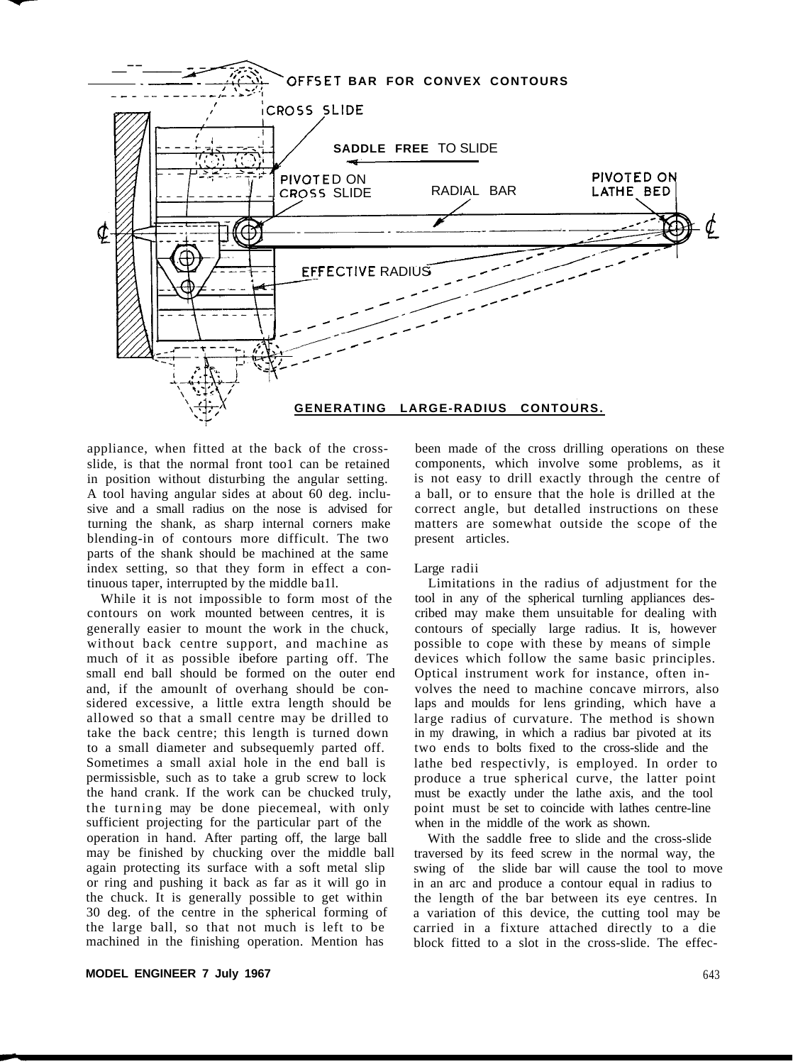GENERATING LARGE-RADIUS CONTOURS.

appliance, when fitted at the back of the cross-slide, is that the normal front too1 can be retained in position without disturbing the angular setting. A tool having angular sides at about 60 deg. inclusive and a small radius on the nose is advised for turning the shank, as sharp internal corners make blending-in of contours more difficult. The two parts of the shank should be machined at the same index setting, so that they form in effect a continuous taper, interrupted by the middle ba1l.

While it is not impossible to form most of the contours on work mounted between centres, it is generally easier to mount the work in the chuck, without back centre support, and machine as much of it as possible ibefore parting off. The small end ball should be formed on the outer end and, if the amounlt of overhang should be considered excessive, a little extra length should be allowed so that a small centre may be drilled to take the back centre; this length is turned down to a small diameter and subsequemly parted off. Sometimes a small axial hole in the end ball is permissisble, such as to take a grub screw to lock the hand crank. If the work can be chucked truly, the turning may be done piecemeal, with only sufficient projecting for the particular part of the operation in hand. After parting off, the large ball may be finished by chucking over the middle ball again protecting its surface with a soft metal slip or ring and pushing it back as far as it will go in the chuck. It is generally possible to get within 30 deg. of the centre in the spherical forming of the large ball, so that not much is left to be machined in the finishing operation. Mention has been made of the cross drilling operations on these components, which involve some problems, as it is not easy to drill exactly through the centre of a ball, or to ensure that the hole is drilled at the correct angle, but detailed instructions on these matters are somewhat outside the scope of the present articles.

## Large radii

Limitations in the radius of adjustment for the tool in any of the spherical turnling appliances described may make them unsuitable for dealing with contours of specially large radius. It is, however possible to cope with these by means of simple devices which follow the same basic principles. Optical instrument work for instance, often involves the need to machine concave mirrors, also laps and moulds for lens grinding, which have a large radius of curvature. The method is shown in my drawing, in which a radius bar pivoted at its two ends to bolts fixed to the cross-slide and the lathe bed respectivly, is employed. In order to produce a true spherical curve, the latter point must be exactly under the lathe axis, and the tool point must be set to coincide with lathes centre-line when in the middle of the work as shown.

With the saddle free to slide and the cross-slide traversed by its feed screw in the normal way, the swing of the slide bar will cause the tool to move in an arc and produce a contour equal in radius to the length of the bar between its eye centres. In a variation of this device, the cutting tool may be carried in a fixture attached directly to a die block fitted to a slot in the cross-slide. The effec-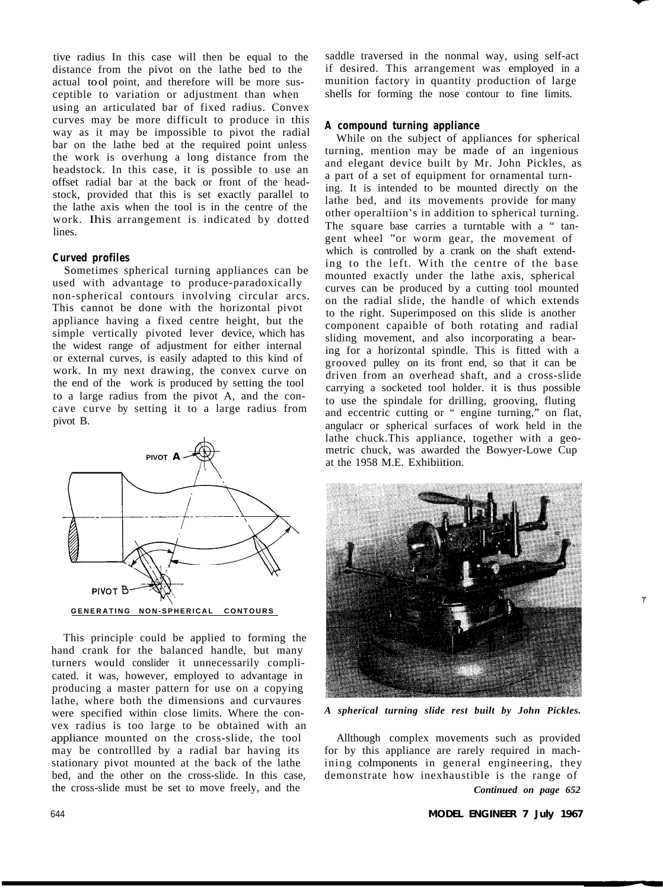tive radius In this case will then be equal to the distance from the pivot on the lathe bed to the actual tool point, and therefore will be more susceptible to variation or adjustment than when using an articulated bar of fixed radius. Convex curves may be more difficult to produce in this way as it may be impossible to pivot the radial bar on the lathe bed at the required point unless the work is overhung a long distance from the headstock. In this case, it is possible to use an offset radial bar at the back or front of the headstock, provided that this is set exactly parallel to the lathe axis when the tool is in the centre of the work. Ihis arrangement is indicated by dotted lines.

### Curved profiles

Sometimes spherical turning appliances can be used with advantage to produce-paradoxically non-spherical contours involving circular arcs. This cannot be done with the horizontal pivot appliance having a fixed centre height, but the simple vertically pivoted lever device, which has the widest range of adjustment for either internal or external curves, is easily adapted to this kind of work. In my next drawing, the convex curve on the end of the work is produced by setting the tool to a large radius from the pivot A, and the concave curve by setting it to a large radius from pivot B.

PIVOT A

PIVOT B

GENERATING NON-SPHERICAL CONTOURS

This principle could be applied to forming the hand crank for the balanced handle, but many turners would conslider it unnecessarily complicated. it was, however, employed to advantage in producing a master pattern for use on a copying lathe, where both the dimensions and curvaures were specified within close limits. Where the convex radius is too large to be obtained with an appliance mounted on the cross-slide, the tool may be controllled by a radial bar having its stationary pivot mounted at the back of the lathe bed, and the other on the cross-slide. In this case, the cross-slide must be set to move freely, and the saddle traversed in the nonmal way, using self-act if desired. This arrangement was employed in a munition factory in quantity production of large shells for forming the nose contour to fine limits.

### A compound turning appliance

While on the subject of appliances for spherical turning, mention may be made of an ingenious and elegant device built by Mr. John Pickles, as a part of a set of equipment for ornamental turning. It is intended to be mounted directly on the lathe bed, and its movements provide for many other operaltiion's in addition to spherical turning. The square base carries a turntable with a " tangent wheel "or worm gear, the movement of which is controlled by a crank on the shaft extending to the left. With the centre of the base mounted exactly under the lathe axis, spherical curves can be produced by a cutting tool mounted on the radial slide, the handle of which extends to the right. Superimposed on this slide is another component capaible of both rotating and radial sliding movement, and also incorporating a bearing for a horizontal spindle. This is fitted with a grooved pulley on its front end, so that it can be driven from an overhead shaft, and a cross-slide carrying a socketed tool holder. it is thus possible to use the spindale for drilling, grooving, fluting and eccentric cutting or " engine turning," on flat, angulacr or spherical surfaces of work held in the lathe chuck.This appliance, together with a geometric chuck, was awarded the Bowyer-Lowe Cup at the 1958 M.E. Exhibiition.

*A spherical turning slide rest built by John Pickles.*

Allthough complex movements such as provided for by this appliance are rarely required in machining colmponents in general engineering, they demonstrate how inexhaustible is the range of

*Continued on page 652*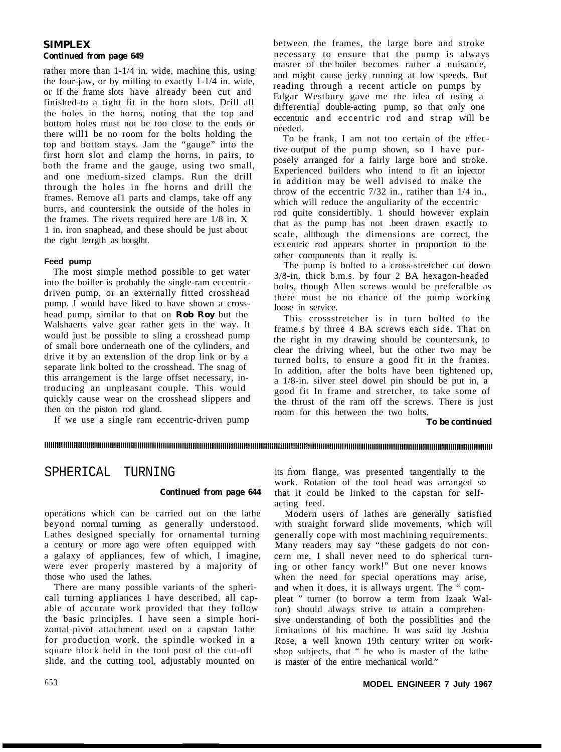## SIMPLEX

**Continued from page 649**

rather more than 1-1/4 in. wide, machine this, using the four-jaw, or by milling to exactly 1-1/4 in. wide, or If the frame slots have already been cut and finished-to a tight fit in the horn slots. Drill all the holes in the horns, noting that the top and bottom holes must not be too close to the ends or there will1 be no room for the bolts holding the top and bottom stays. Jam the "gauge" into the first horn slot and clamp the horns, in pairs, to both the frame and the gauge, using two small, and one medium-sized clamps. Run the drill through the holes in fhe horns and drill the frames. Remove al1 parts and clamps, take off any burrs, and countersink the outside of the holes in the frames. The rivets required here are 1/8 in. X 1 in. iron snaphead, and these should be just about the right lerrgth as bouglht.

### Feed pump

The most simple method possible to get water into the boiller is probably the single-ram eccentric-driven pump, or an externally fitted crosshead pump. I would have liked to have shown a cross-head pump, similar to that on **Rob Roy** but the Walshaerts valve gear rather gets in the way. It would just be possible to sling a crosshead pump of small bore underneath one of the cylinders, and drive it by an extenslion of the drop link or by a separate link bolted to the crosshead. The snag of this arrangement is the large offset necessary, introducing an unpleasant couple. This would quickly cause wear on the crosshead slippers and then on the piston rod gland.

If we use a single ram eccentric-driven pump between the frames, the large bore and stroke necessary to ensure that the pump is always master of the boiler becomes rather a nuisance, and might cause jerky running at low speeds. But reading through a recent article on pumps by Edgar Westbury gave me the idea of using a differential double-acting pump, so that only one eccentnic and eccentric rod and strap will be needed.

To be frank, I am not too certain of the effective output of the pump shown, so I have purposely arranged for a fairly large bore and stroke. Experienced builders who intend to fit an injector in addition may be well advised to make the throw of the eccentric 7/32 in., ratiher than 1/4 in., which will reduce the anguliarity of the eccentric rod quite considertibly. 1 should however explain that as the pump has not .been drawn exactly to scale, allthough the dimensions are correct, the eccentric rod appears shorter in proportion to the other components than it really is.

The pump is bolted to a cross-stretcher cut down 3/8-in. thick b.m.s. by four 2 BA hexagon-headed bolts, though Allen screws would be preferalble as there must be no chance of the pump working loose in service.

This crossstretcher is in turn bolted to the frame.s by three 4 BA screws each side. That on the right in my drawing should be countersunk, to clear the driving wheel, but the other two may be turned bolts, to ensure a good fit in the frames. In addition, after the bolts have been tightened up, a 1/8-in. silver steel dowel pin should be put in, a good fit In frame and stretcher, to take some of the thrust of the ram off the screws. There is just room for this between the two bolts.

**To be continued**

## SPHERICAL TURNING

**Continued from page 644**

operations which can be carried out on the lathe beyond normal turning as generally understood. Lathes designed specially for ornamental turning a century or more ago were often equipped with a galaxy of appliances, few of which, I imagine, were ever properly mastered by a majority of those who used the lathes.

There are many possible variants of the sphericall turning appliances I have described, all capable of accurate work provided that they follow the basic principles. I have seen a simple horizontal-pivot attachment used on a capstan 1athe for production work, the spindle worked in a square block held in the tool post of the cut-off slide, and the cutting tool, adjustably mounted on its from flange, was presented tangentially to the work. Rotation of the tool head was arranged so that it could be linked to the capstan for self-acting feed.

Modern users of lathes are generally satisfied with straight forward slide movements, which will generally cope with most machining requirements. Many readers may say "these gadgets do not concern me, I shall never need to do spherical turning or other fancy work!" But one never knows when the need for special operations may arise, and when it does, it is allways urgent. The " compleat " turner (to borrow a term from Izaak Walton) should always strive to attain a comprehensive understanding of both the possiblities and the limitations of his machine. It was said by Joshua Rose, a well known 19th century writer on workshop subjects, that " he who is master of the lathe is master of the entire mechanical world."